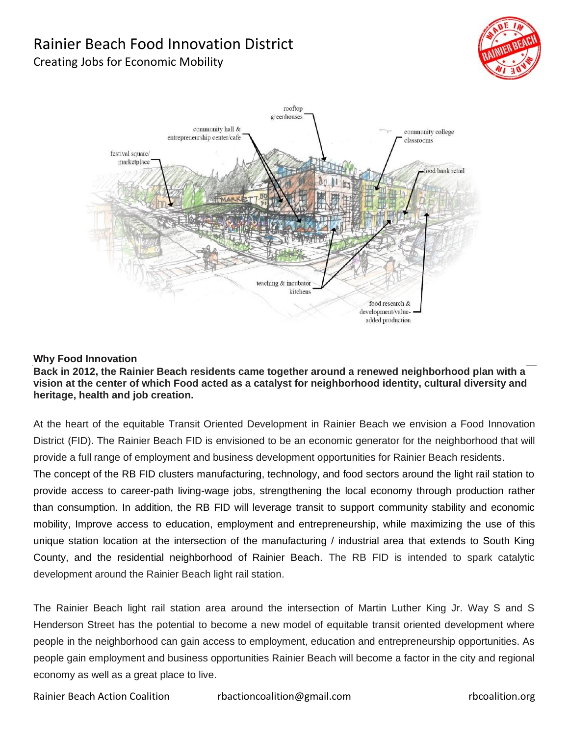# Rainier Beach Food Innovation District

Creating Jobs for Economic Mobility

rooftop greenhouses

community hall & entrepreneurship center/cafe

community college classrooms

festival square/ marketplace

food bank retail

teaching & incubator kitchens

food research & development/value-added production

### Why Food Innovation

**Back in 2012, the Rainier Beach residents came together around a renewed neighborhood plan with a vision at the center of which Food acted as a catalyst for neighborhood identity, cultural diversity and heritage, health and job creation.**

At the heart of the equitable Transit Oriented Development in Rainier Beach we envision a Food Innovation District (FID). The Rainier Beach FID is envisioned to be an economic generator for the neighborhood that will provide a full range of employment and business development opportunities for Rainier Beach residents.

The concept of the RB FID clusters manufacturing, technology, and food sectors around the light rail station to provide access to career-path living-wage jobs, strengthening the local economy through production rather than consumption. In addition, the RB FID will leverage transit to support community stability and economic mobility, Improve access to education, employment and entrepreneurship, while maximizing the use of this unique station location at the intersection of the manufacturing / industrial area that extends to South King County, and the residential neighborhood of Rainier Beach. The RB FID is intended to spark catalytic development around the Rainier Beach light rail station.

The Rainier Beach light rail station area around the intersection of Martin Luther King Jr. Way S and S Henderson Street has the potential to become a new model of equitable transit oriented development where people in the neighborhood can gain access to employment, education and entrepreneurship opportunities. As people gain employment and business opportunities Rainier Beach will become a factor in the city and regional economy as well as a great place to live.

Rainier Beach Action Coalition rbactioncoalition@gmail.com rbcoalition.org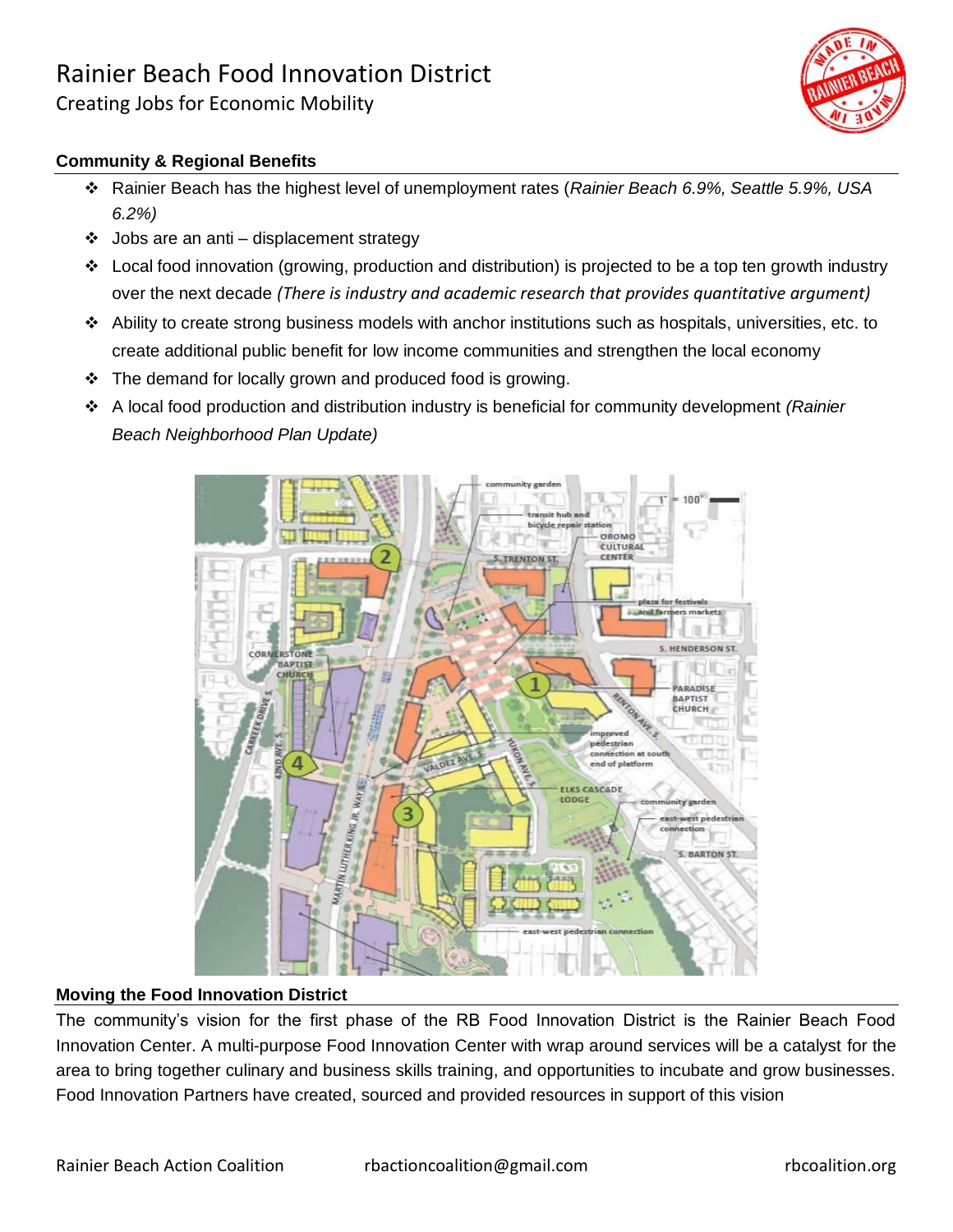# Rainier Beach Food Innovation District

Creating Jobs for Economic Mobility

### Community & Regional Benefits

- Rainier Beach has the highest level of unemployment rates (*Rainier Beach 6.9%, Seattle 5.9%, USA 6.2%)*
- Jobs are an anti – displacement strategy
- Local food innovation (growing, production and distribution) is projected to be a top ten growth industry over the next decade *(There is industry and academic research that provides quantitative argument)*
- Ability to create strong business models with anchor institutions such as hospitals, universities, etc. to create additional public benefit for low income communities and strengthen the local economy
- The demand for locally grown and produced food is growing.
- A local food production and distribution industry is beneficial for community development *(Rainier Beach Neighborhood Plan Update)*

### Moving the Food Innovation District

The community's vision for the first phase of the RB Food Innovation District is the Rainier Beach Food Innovation Center. A multi-purpose Food Innovation Center with wrap around services will be a catalyst for the area to bring together culinary and business skills training, and opportunities to incubate and grow businesses. Food Innovation Partners have created, sourced and provided resources in support of this vision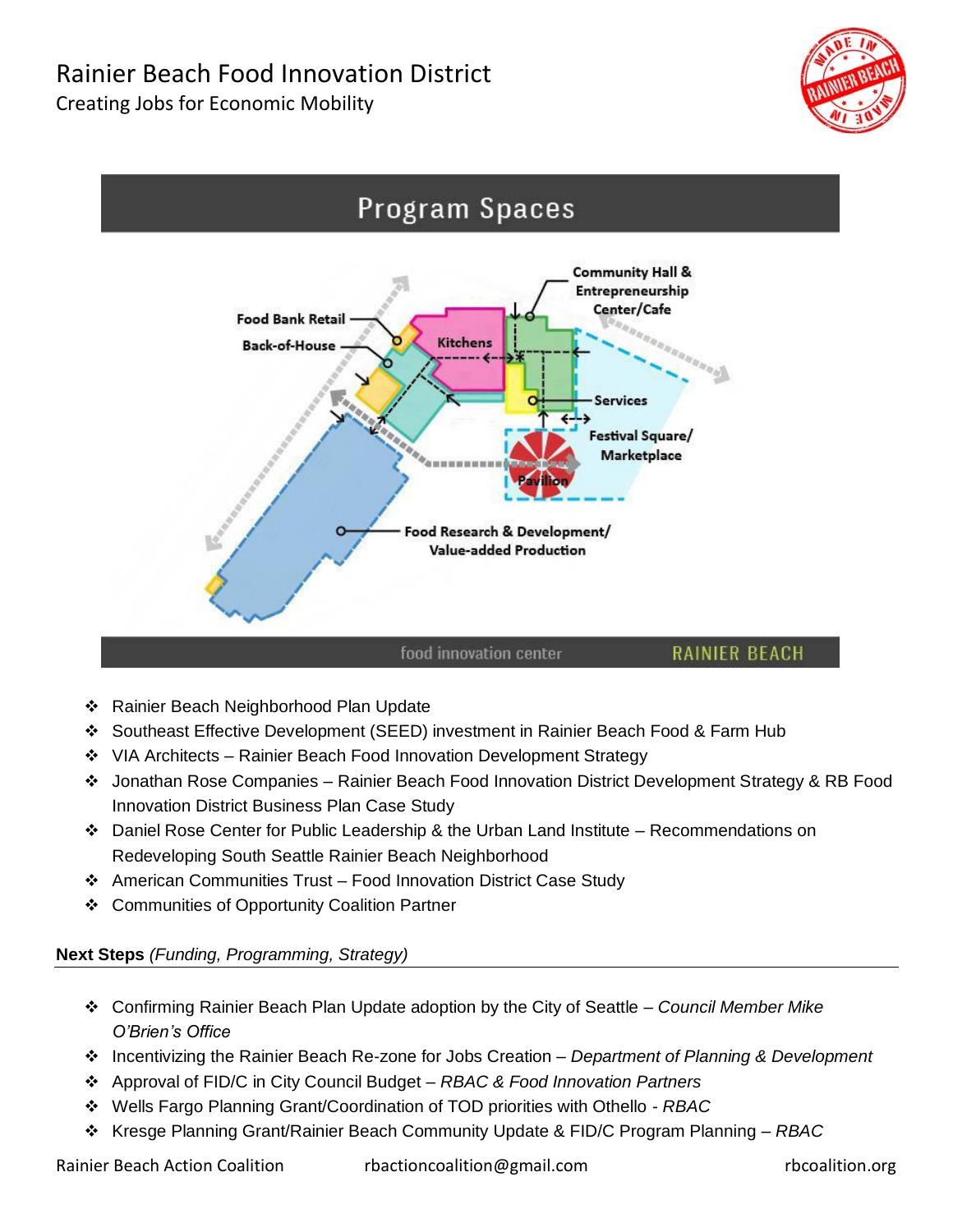# Rainier Beach Food Innovation District

Creating Jobs for Economic Mobility

- Rainier Beach Neighborhood Plan Update
- Southeast Effective Development (SEED) investment in Rainier Beach Food & Farm Hub
- VIA Architects – Rainier Beach Food Innovation Development Strategy
- Jonathan Rose Companies – Rainier Beach Food Innovation District Development Strategy & RB Food Innovation District Business Plan Case Study
- Daniel Rose Center for Public Leadership & the Urban Land Institute – Recommendations on Redeveloping South Seattle Rainier Beach Neighborhood
- American Communities Trust – Food Innovation District Case Study
- Communities of Opportunity Coalition Partner

**Next Steps** *(Funding, Programming, Strategy)*

- Confirming Rainier Beach Plan Update adoption by the City of Seattle – *Council Member Mike O'Brien's Office*
- Incentivizing the Rainier Beach Re-zone for Jobs Creation – *Department of Planning & Development*
- Approval of FID/C in City Council Budget – *RBAC & Food Innovation Partners*
- Wells Fargo Planning Grant/Coordination of TOD priorities with Othello - *RBAC*
- Kresge Planning Grant/Rainier Beach Community Update & FID/C Program Planning – *RBAC*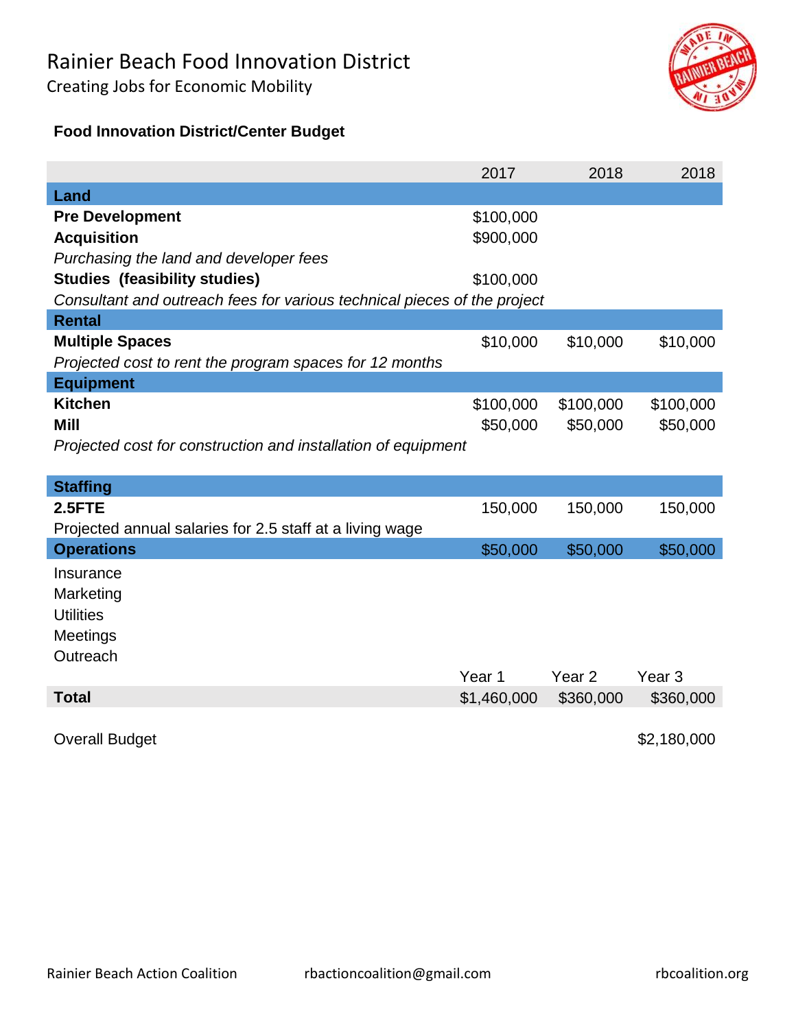# Rainier Beach Food Innovation District

Creating Jobs for Economic Mobility

**Food Innovation District/Center Budget**

| | 2017 | 2018 | 2018 |
|---|---|---|---|
| **Land** | | | |
| **Pre Development** | $100,000 | | |
| **Acquisition** | $900,000 | | |
| *Purchasing the land and developer fees* | | | |
| **Studies (feasibility studies)** | $100,000 | | |
| *Consultant and outreach fees for various technical pieces of the project* | | | |
| **Rental** | | | |
| **Multiple Spaces** | $10,000 | $10,000 | $10,000 |
| *Projected cost to rent the program spaces for 12 months* | | | |
| **Equipment** | | | |
| **Kitchen** | $100,000 | $100,000 | $100,000 |
| **Mill** | $50,000 | $50,000 | $50,000 |
| *Projected cost for construction and installation of equipment* | | | |
| **Staffing** | | | |
| **2.5FTE** | 150,000 | 150,000 | 150,000 |
| Projected annual salaries for 2.5 staff at a living wage | | | |
| **Operations** | $50,000 | $50,000 | $50,000 |
| Insurance | | | |
| Marketing | | | |
| Utilities | | | |
| Meetings | | | |
| Outreach | | | |
| | Year 1 | Year 2 | Year 3 |
| **Total** | $1,460,000 | $360,000 | $360,000 |
| | | | |
| Overall Budget | | | $2,180,000 |